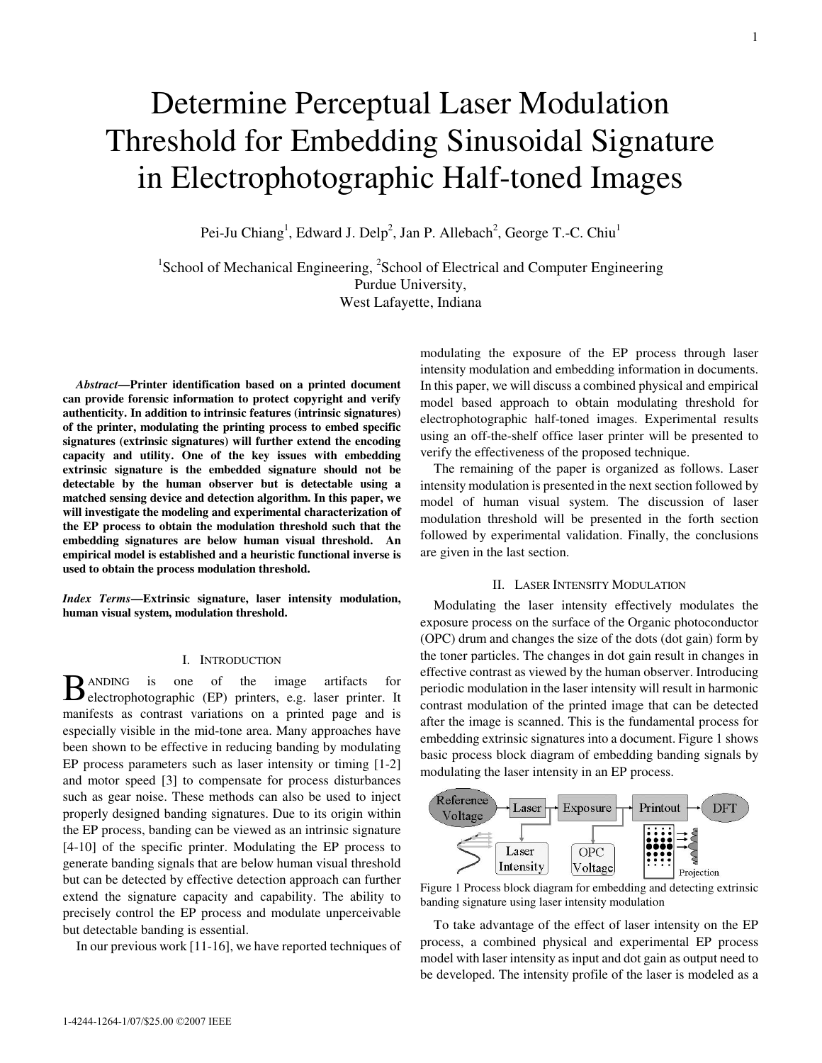# Determine Perceptual Laser Modulation Threshold for Embedding Sinusoidal Signature in Electrophotographic Half-toned Images

Pei-Ju Chiang[1], Edward J. Delp[2], Jan P. Allebach[2], George T.-C. Chiu[1]

[1]School of Mechanical Engineering, [2]School of Electrical and Computer Engineering
Purdue University,
West Lafayette, Indiana

***Abstract*—Printer identification based on a printed document can provide forensic information to protect copyright and verify authenticity. In addition to intrinsic features (intrinsic signatures) of the printer, modulating the printing process to embed specific signatures (extrinsic signatures) will further extend the encoding capacity and utility. One of the key issues with embedding extrinsic signature is the embedded signature should not be detectable by the human observer but is detectable using a matched sensing device and detection algorithm. In this paper, we will investigate the modeling and experimental characterization of the EP process to obtain the modulation threshold such that the embedding signatures are below human visual threshold. An empirical model is established and a heuristic functional inverse is used to obtain the process modulation threshold.**

***Index Terms*—Extrinsic signature, laser intensity modulation, human visual system, modulation threshold.**

## I. Introduction

Banding is one of the image artifacts for electrophotographic (EP) printers, e.g. laser printer. It manifests as contrast variations on a printed page and is especially visible in the mid-tone area. Many approaches have been shown to be effective in reducing banding by modulating EP process parameters such as laser intensity or timing [1-2] and motor speed [3] to compensate for process disturbances such as gear noise. These methods can also be used to inject properly designed banding signatures. Due to its origin within the EP process, banding can be viewed as an intrinsic signature [4-10] of the specific printer. Modulating the EP process to generate banding signals that are below human visual threshold but can be detected by effective detection approach can further extend the signature capacity and capability. The ability to precisely control the EP process and modulate unperceivable but detectable banding is essential.

In our previous work [11-16], we have reported techniques of modulating the exposure of the EP process through laser intensity modulation and embedding information in documents. In this paper, we will discuss a combined physical and empirical model based approach to obtain modulating threshold for electrophotographic half-toned images. Experimental results using an off-the-shelf office laser printer will be presented to verify the effectiveness of the proposed technique.

The remaining of the paper is organized as follows. Laser intensity modulation is presented in the next section followed by model of human visual system. The discussion of laser modulation threshold will be present in the forth section followed by experimental validation. Finally, the conclusions are given in the last section.

## II. Laser Intensity Modulation

Modulating the laser intensity effectively modulates the exposure process on the surface of the Organic photoconductor (OPC) drum and changes the size of the dots (dot gain) form by the toner particles. The changes in dot gain result in changes in effective contrast as viewed by the human observer. Introducing periodic modulation in the laser intensity will result in harmonic contrast modulation of the printed image that can be detected after the image is scanned. This is the fundamental process for embedding extrinsic signatures into a document. Figure 1 shows basic process block diagram of embedding banding signals by modulating the laser intensity in an EP process.

Figure 1 Process block diagram for embedding and detecting extrinsic banding signature using laser intensity modulation

To take advantage of the effect of laser intensity on the EP process, a combined physical and experimental EP process model with laser intensity as input and dot gain as output need to be developed. The intensity profile of the laser is modeled as a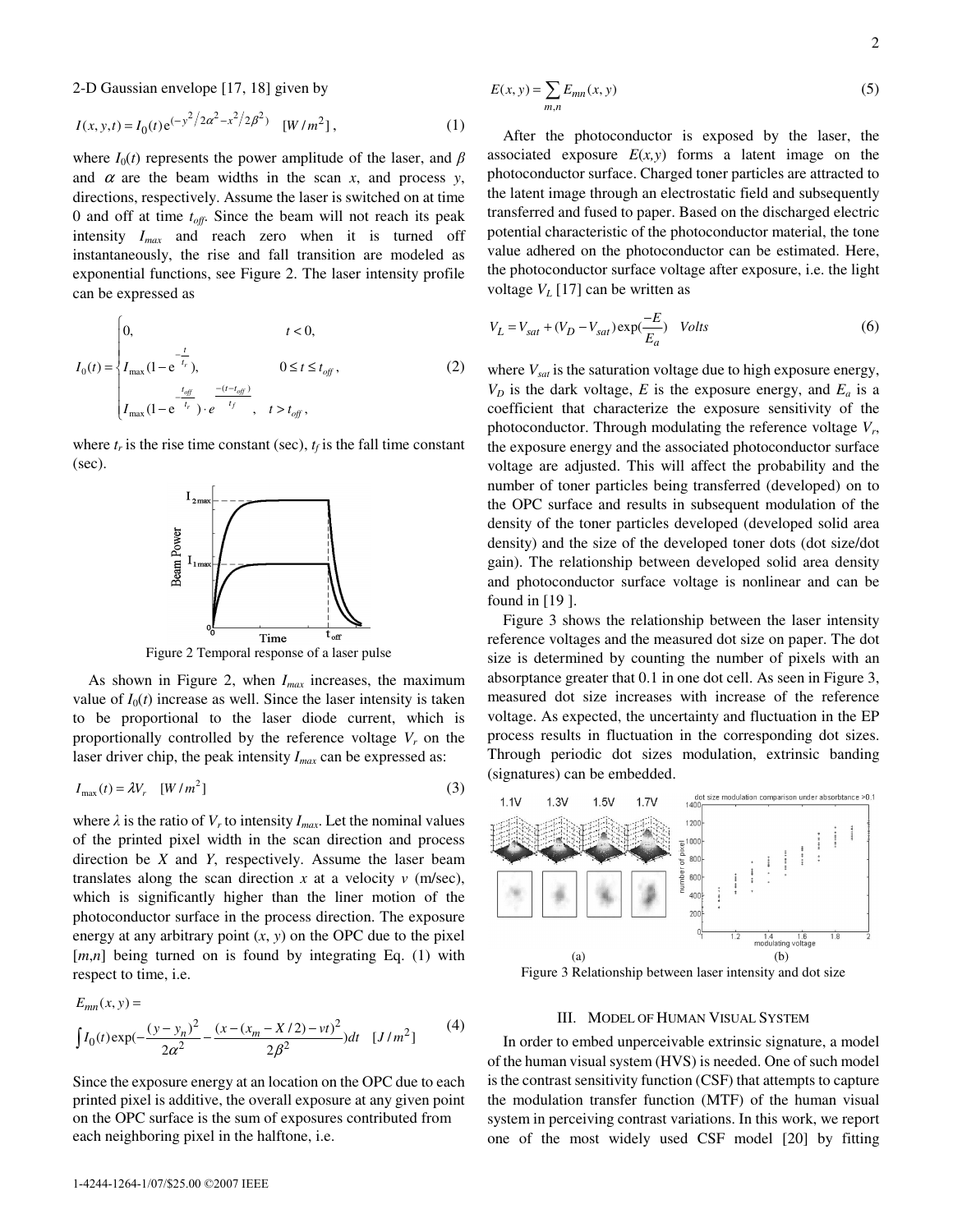2-D Gaussian envelope [17, 18] given by

$$I(x,y,t) = I_0(t) e^{(-y^2/2\alpha^2 - x^2/2\beta^2)} \quad [W/m^2], \tag{1}$$

where $I_0(t)$ represents the power amplitude of the laser, and $\beta$ and $\alpha$ are the beam widths in the scan $x$, and process $y$, directions, respectively. Assume the laser is switched on at time 0 and off at time $t_{off}$. Since the beam will not reach its peak intensity $I_{max}$ and reach zero when it is turned off instantaneously, the rise and fall transition are modeled as exponential functions, see Figure 2. The laser intensity profile can be expressed as

$$I_0(t) = \begin{cases} 0, & t < 0, \\ I_{\max}(1 - e^{-\frac{t}{t_r}}), & 0 \le t \le t_{off}, \\ I_{\max}(1 - e^{-\frac{t_{off}}{t_r}}) \cdot e^{\frac{-(t - t_{off})}{t_f}}, & t > t_{off}, \end{cases} \tag{2}$$

where $t_r$ is the rise time constant (sec), $t_f$ is the fall time constant (sec).

Figure 2 Temporal response of a laser pulse

As shown in Figure 2, when $I_{max}$ increases, the maximum value of $I_0(t)$ increase as well. Since the laser intensity is taken to be proportional to the laser diode current, which is proportionally controlled by the reference voltage $V_r$ on the laser driver chip, the peak intensity $I_{max}$ can be expressed as:

$$I_{\max}(t) = \lambda V_r \quad [W/m^2] \tag{3}$$

where $\lambda$ is the ratio of $V_r$ to intensity $I_{max}$. Let the nominal values of the printed pixel width in the scan direction and process direction be $X$ and $Y$, respectively. Assume the laser beam translates along the scan direction $x$ at a velocity $v$ (m/sec), which is significantly higher than the liner motion of the photoconductor surface in the process direction. The exposure energy at any arbitrary point $(x, y)$ on the OPC due to the pixel $[m,n]$ being turned on is found by integrating Eq. (1) with respect to time, i.e.

$$E_{mn}(x,y) = \int I_0(t) \exp\left(-\frac{(y - y_n)^2}{2\alpha^2} - \frac{(x - (x_m - X/2) - vt)^2}{2\beta^2}\right) dt \quad [J/m^2] \tag{4}$$

Since the exposure energy at an location on the OPC due to each printed pixel is additive, the overall exposure at any given point on the OPC surface is the sum of exposures contributed from each neighboring pixel in the halftone, i.e.

$$E(x,y) = \sum_{m,n} E_{mn}(x,y) \tag{5}$$

After the photoconductor is exposed by the laser, the associated exposure $E(x,y)$ forms a latent image on the photoconductor surface. Charged toner particles are attracted to the latent image through an electrostatic field and subsequently transferred and fused to paper. Based on the discharged electric potential characteristic of the photoconductor material, the tone value adhered on the photoconductor can be estimated. Here, the photoconductor surface voltage after exposure, i.e. the light voltage $V_L$ [17] can be written as

$$V_L = V_{sat} + (V_D - V_{sat}) \exp\left(\frac{-E}{E_a}\right) \quad Volts \tag{6}$$

where $V_{sat}$ is the saturation voltage due to high exposure energy, $V_D$ is the dark voltage, $E$ is the exposure energy, and $E_a$ is a coefficient that characterize the exposure sensitivity of the photoconductor. Through modulating the reference voltage $V_r$, the exposure energy and the associated photoconductor surface voltage are adjusted. This will affect the probability and the number of toner particles being transferred (developed) on to the OPC surface and results in subsequent modulation of the density of the toner particles developed (developed solid area density) and the size of the developed toner dots (dot size/dot gain). The relationship between developed solid area density and photoconductor surface voltage is nonlinear and can be found in [19 ].

Figure 3 shows the relationship between the laser intensity reference voltages and the measured dot size on paper. The dot size is determined by counting the number of pixels with an absorptance greater that 0.1 in one dot cell. As seen in Figure 3, measured dot size increases with increase of the reference voltage. As expected, the uncertainty and fluctuation in the EP process results in fluctuation in the corresponding dot sizes. Through periodic dot sizes modulation, extrinsic banding (signatures) can be embedded.

(a) (b)

Figure 3 Relationship between laser intensity and dot size

## III. Model of Human Visual System

In order to embed unperceivable extrinsic signature, a model of the human visual system (HVS) is needed. One of such model is the contrast sensitivity function (CSF) that attempts to capture the modulation transfer function (MTF) of the human visual system in perceiving contrast variations. In this work, we report one of the most widely used CSF model [20] by fitting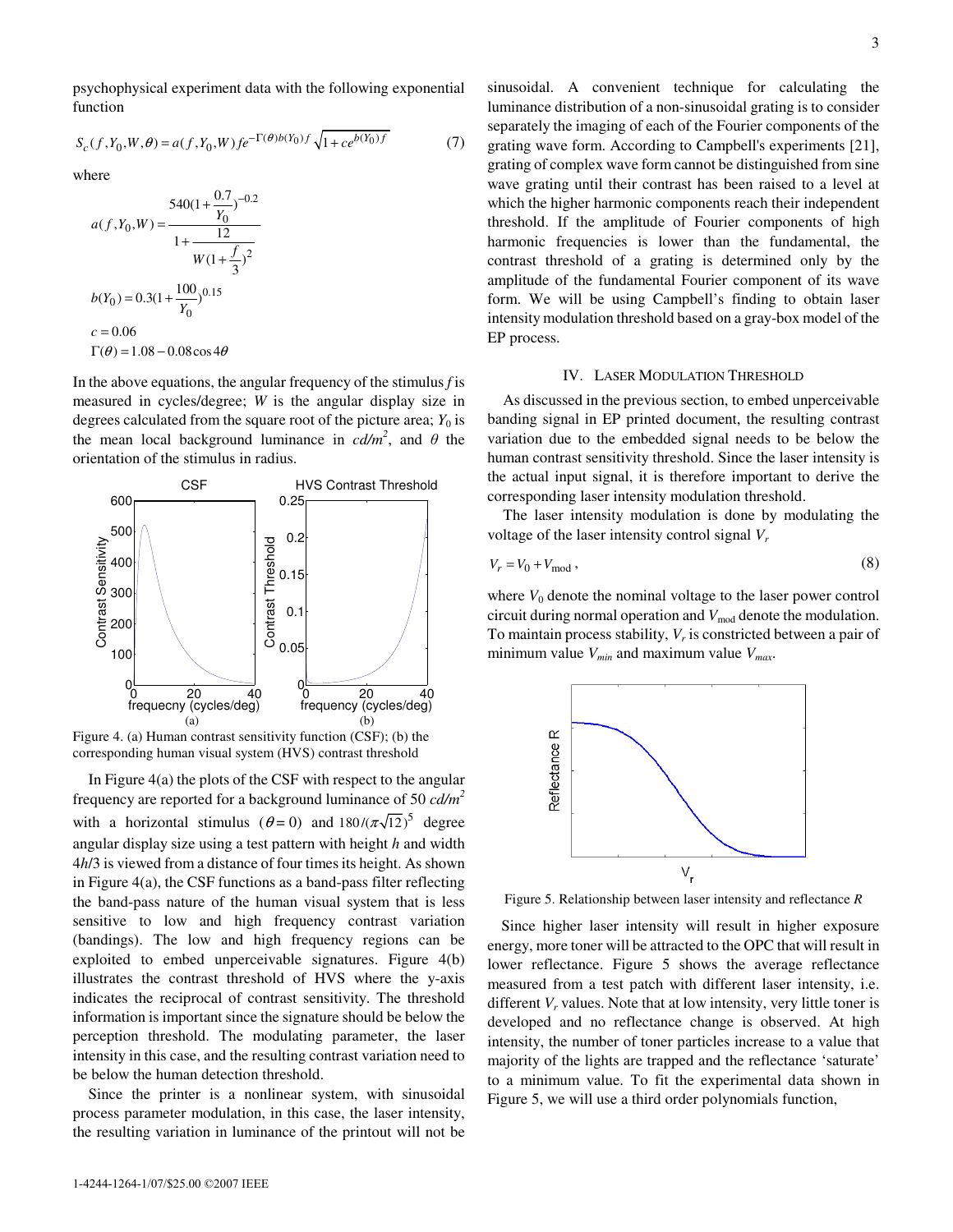psychophysical experiment data with the following exponential function

$$S_c(f,Y_0,W,\theta) = a(f,Y_0,W) f e^{-\Gamma(\theta) b(Y_0) f} \sqrt{1 + c e^{b(Y_0) f}} \tag{7}$$

where

$$a(f,Y_0,W) = \frac{540(1+\frac{0.7}{Y_0})^{-0.2}}{1+\frac{12}{W(1+\frac{f}{3})^2}}$$

$$b(Y_0) = 0.3(1+\frac{100}{Y_0})^{0.15}$$

$$c = 0.06$$

$$\Gamma(\theta) = 1.08 - 0.08\cos 4\theta$$

In the above equations, the angular frequency of the stimulus $f$ is measured in cycles/degree; $W$ is the angular display size in degrees calculated from the square root of the picture area; $Y_0$ is the mean local background luminance in $cd/m^2$, and $\theta$ the orientation of the stimulus in radius.

Figure 4. (a) Human contrast sensitivity function (CSF); (b) the corresponding human visual system (HVS) contrast threshold

In Figure 4(a) the plots of the CSF with respect to the angular frequency are reported for a background luminance of 50 $cd/m^2$ with a horizontal stimulus ($\theta = 0$) and $180/(\pi\sqrt{12})^5$ degree angular display size using a test pattern with height $h$ and width $4h/3$ is viewed from a distance of four times its height. As shown in Figure 4(a), the CSF functions as a band-pass filter reflecting the band-pass nature of the human visual system that is less sensitive to low and high frequency contrast variation (bandings). The low and high frequency regions can be exploited to embed unperceivable signatures. Figure 4(b) illustrates the contrast threshold of HVS where the y-axis indicates the reciprocal of contrast sensitivity. The threshold information is important since the signature should be below the perception threshold. The modulating parameter, the laser intensity in this case, and the resulting contrast variation need to be below the human detection threshold.

Since the printer is a nonlinear system, with sinusoidal process parameter modulation, in this case, the laser intensity, the resulting variation in luminance of the printout will not be sinusoidal. A convenient technique for calculating the luminance distribution of a non-sinusoidal grating is to consider separately the imaging of each of the Fourier components of the grating wave form. According to Campbell's experiments [21], grating of complex wave form cannot be distinguished from sine wave grating until their contrast has been raised to a level at which the higher harmonic components reach their independent threshold. If the amplitude of Fourier components of high harmonic frequencies is lower than the fundamental, the contrast threshold of a grating is determined only by the amplitude of the fundamental Fourier component of its wave form. We will be using Campbell's finding to obtain laser intensity modulation threshold based on a gray-box model of the EP process.

## IV. Laser Modulation Threshold

As discussed in the previous section, to embed unperceivable banding signal in EP printed document, the resulting contrast variation due to the embedded signal needs to be below the human contrast sensitivity threshold. Since the laser intensity is the actual input signal, it is therefore important to derive the corresponding laser intensity modulation threshold.

The laser intensity modulation is done by modulating the voltage of the laser intensity control signal $V_r$

$$V_r = V_0 + V_{\text{mod}}, \tag{8}$$

where $V_0$ denote the nominal voltage to the laser power control circuit during normal operation and $V_{\text{mod}}$ denote the modulation. To maintain process stability, $V_r$ is constricted between a pair of minimum value $V_{min}$ and maximum value $V_{max}$.

Figure 5. Relationship between laser intensity and reflectance $R$

Since higher laser intensity will result in higher exposure energy, more toner will be attracted to the OPC that will result in lower reflectance. Figure 5 shows the average reflectance measured from a test patch with different laser intensity, i.e. different $V_r$ values. Note that at low intensity, very little toner is developed and no reflectance change is observed. At high intensity, the number of toner particles increase to a value that majority of the lights are trapped and the reflectance 'saturate' to a minimum value. To fit the experimental data shown in Figure 5, we will use a third order polynomials function,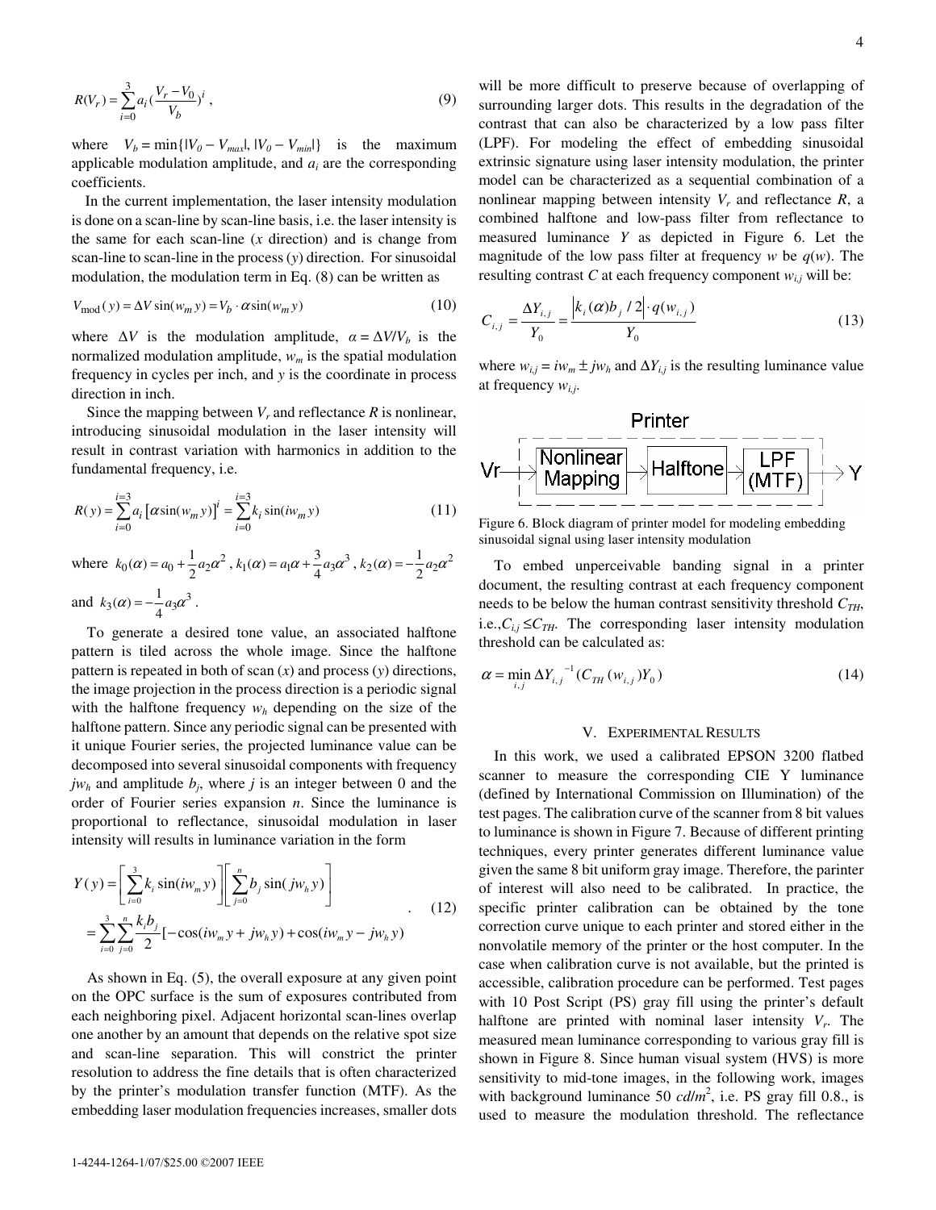$$R(V_r) = \sum_{i=0}^{3} a_i \left(\frac{V_r - V_0}{V_b}\right)^i , \tag{9}$$

where $V_b = \min\{|V_0 - V_{max}|, |V_0 - V_{min}|\}$ is the maximum applicable modulation amplitude, and $a_i$ are the corresponding coefficients.

In the current implementation, the laser intensity modulation is done on a scan-line by scan-line basis, i.e. the laser intensity is the same for each scan-line ($x$ direction) and is change from scan-line to scan-line in the process ($y$) direction. For sinusoidal modulation, the modulation term in Eq. (8) can be written as

$$V_{\text{mod}}(y) = \Delta V \sin(w_m y) = V_b \cdot \alpha \sin(w_m y) \tag{10}$$

where $\Delta V$ is the modulation amplitude, $\alpha = \Delta V/V_b$ is the normalized modulation amplitude, $w_m$ is the spatial modulation frequency in cycles per inch, and $y$ is the coordinate in process direction in inch.

Since the mapping between $V_r$ and reflectance $R$ is nonlinear, introducing sinusoidal modulation in the laser intensity will result in contrast variation with harmonics in addition to the fundamental frequency, i.e.

$$R(y) = \sum_{i=0}^{i=3} a_i \left[\alpha \sin(w_m y)\right]^i = \sum_{i=0}^{i=3} k_i \sin(i w_m y) \tag{11}$$

where $k_0(\alpha) = a_0 + \frac{1}{2}a_2\alpha^2$, $k_1(\alpha) = a_1\alpha + \frac{3}{4}a_3\alpha^3$, $k_2(\alpha) = -\frac{1}{2}a_2\alpha^2$ and $k_3(\alpha) = -\frac{1}{4}a_3\alpha^3$.

To generate a desired tone value, an associated halftone pattern is tiled across the whole image. Since the halftone pattern is repeated in both of scan ($x$) and process ($y$) directions, the image projection in the process direction is a periodic signal with the halftone frequency $w_h$ depending on the size of the halftone pattern. Since any periodic signal can be presented with it unique Fourier series, the projected luminance value can be decomposed into several sinusoidal components with frequency $jw_h$ and amplitude $b_j$, where $j$ is an integer between 0 and the order of Fourier series expansion $n$. Since the luminance is proportional to reflectance, sinusoidal modulation in laser intensity will results in luminance variation in the form

$$\begin{aligned} Y(y) &= \left[\sum_{i=0}^{3} k_i \sin(i w_m y)\right]\left[\sum_{j=0}^{n} b_j \sin(j w_h y)\right] \\ &= \sum_{i=0}^{3}\sum_{j=0}^{n} \frac{k_i b_j}{2}\left[-\cos(i w_m y + j w_h y) + \cos(i w_m y - j w_h y)\right] \end{aligned} \tag{12}$$

As shown in Eq. (5), the overall exposure at any given point on the OPC surface is the sum of exposures contributed from each neighboring pixel. Adjacent horizontal scan-lines overlap one another by an amount that depends on the relative spot size and scan-line separation. This will constrict the printer resolution to address the fine details that is often characterized by the printer's modulation transfer function (MTF). As the embedding laser modulation frequencies increases, smaller dots will be more difficult to preserve because of overlapping of surrounding larger dots. This results in the degradation of the contrast that can also be characterized by a low pass filter (LPF). For modeling the effect of embedding sinusoidal extrinsic signature using laser intensity modulation, the printer model can be characterized as a sequential combination of a nonlinear mapping between intensity $V_r$ and reflectance $R$, a combined halftone and low-pass filter from reflectance to measured luminance $Y$ as depicted in Figure 6. Let the magnitude of the low pass filter at frequency $w$ be $q(w)$. The resulting contrast $C$ at each frequency component $w_{i,j}$ will be:

$$C_{i,j} = \frac{\Delta Y_{i,j}}{Y_0} = \frac{\left|k_i(\alpha) b_j / 2\right| \cdot q(w_{i,j})}{Y_0} \tag{13}$$

where $w_{i,j} = iw_m \pm jw_h$ and $\Delta Y_{i,j}$ is the resulting luminance value at frequency $w_{i,j}$.

Printer

Vr → Nonlinear Mapping → Halftone → LPF (MTF) → Y

Figure 6. Block diagram of printer model for modeling embedding sinusoidal signal using laser intensity modulation

To embed unperceivable banding signal in a printer document, the resulting contrast at each frequency component needs to be below the human contrast sensitivity threshold $C_{TH}$, i.e.,$C_{i,j} \leq C_{TH}$. The corresponding laser intensity modulation threshold can be calculated as:

$$\alpha = \min_{i,j} \Delta Y_{i,j}^{-1}(C_{TH}(w_{i,j})Y_0) \tag{14}$$

## V. Experimental Results

In this work, we used a calibrated EPSON 3200 flatbed scanner to measure the corresponding CIE Y luminance (defined by International Commission on Illumination) of the test pages. The calibration curve of the scanner from 8 bit values to luminance is shown in Figure 7. Because of different printing techniques, every printer generates different luminance value given the same 8 bit uniform gray image. Therefore, the parinter of interest will also need to be calibrated. In practice, the specific printer calibration can be obtained by the tone correction curve unique to each printer and stored either in the nonvolatile memory of the printer or the host computer. In the case when calibration curve is not available, but the printed is accessible, calibration procedure can be performed. Test pages with 10 Post Script (PS) gray fill using the printer's default halftone are printed with nominal laser intensity $V_r$. The measured mean luminance corresponding to various gray fill is shown in Figure 8. Since human visual system (HVS) is more sensitivity to mid-tone images, in the following work, images with background luminance 50 $cd/m^2$, i.e. PS gray fill 0.8., is used to measure the modulation threshold. The reflectance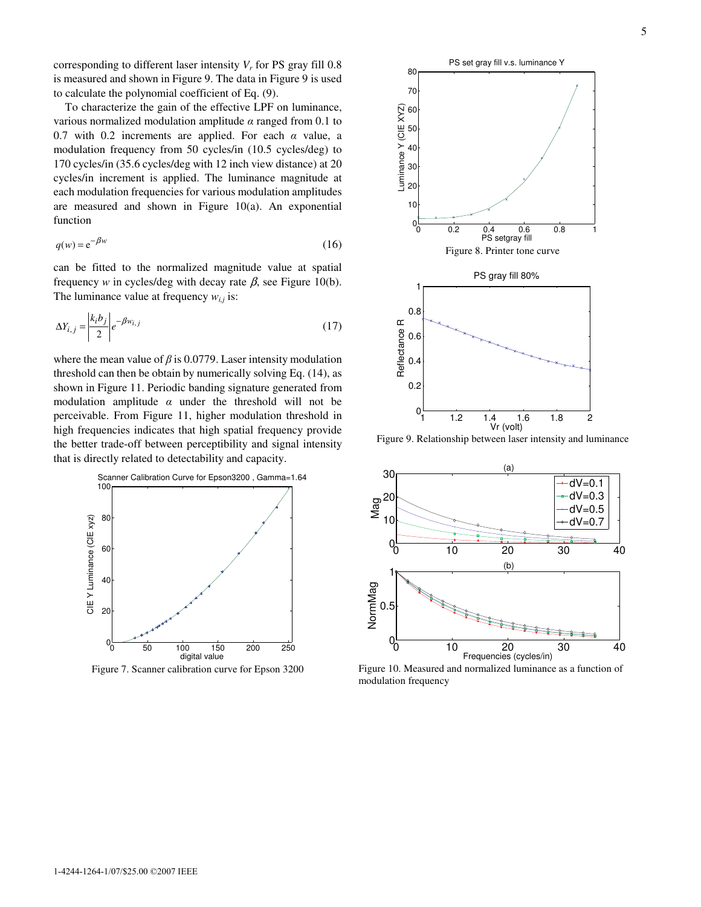corresponding to different laser intensity $V_r$ for PS gray fill 0.8 is measured and shown in Figure 9. The data in Figure 9 is used to calculate the polynomial coefficient of Eq. (9).

To characterize the gain of the effective LPF on luminance, various normalized modulation amplitude $\alpha$ ranged from 0.1 to 0.7 with 0.2 increments are applied. For each $\alpha$ value, a modulation frequency from 50 cycles/in (10.5 cycles/deg) to 170 cycles/in (35.6 cycles/deg with 12 inch view distance) at 20 cycles/in increment is applied. The luminance magnitude at each modulation frequencies for various modulation amplitudes are measured and shown in Figure 10(a). An exponential function

$$q(w) = e^{-\beta w} \tag{16}$$

can be fitted to the normalized magnitude value at spatial frequency $w$ in cycles/deg with decay rate $\beta$, see Figure 10(b). The luminance value at frequency $w_{i,j}$ is:

$$\Delta Y_{i,j} = \left| \frac{k_i b_j}{2} \right| e^{-\beta w_{i,j}} \tag{17}$$

where the mean value of $\beta$ is 0.0779. Laser intensity modulation threshold can then be obtain by numerically solving Eq. (14), as shown in Figure 11. Periodic banding signature generated from modulation amplitude $\alpha$ under the threshold will not be perceivable. From Figure 11, higher modulation threshold in high frequencies indicates that high spatial frequency provide the better trade-off between perceptibility and signal intensity that is directly related to detectability and capacity.

Figure 7. Scanner calibration curve for Epson 3200

Figure 8. Printer tone curve

Figure 9. Relationship between laser intensity and luminance

Figure 10. Measured and normalized luminance as a function of modulation frequency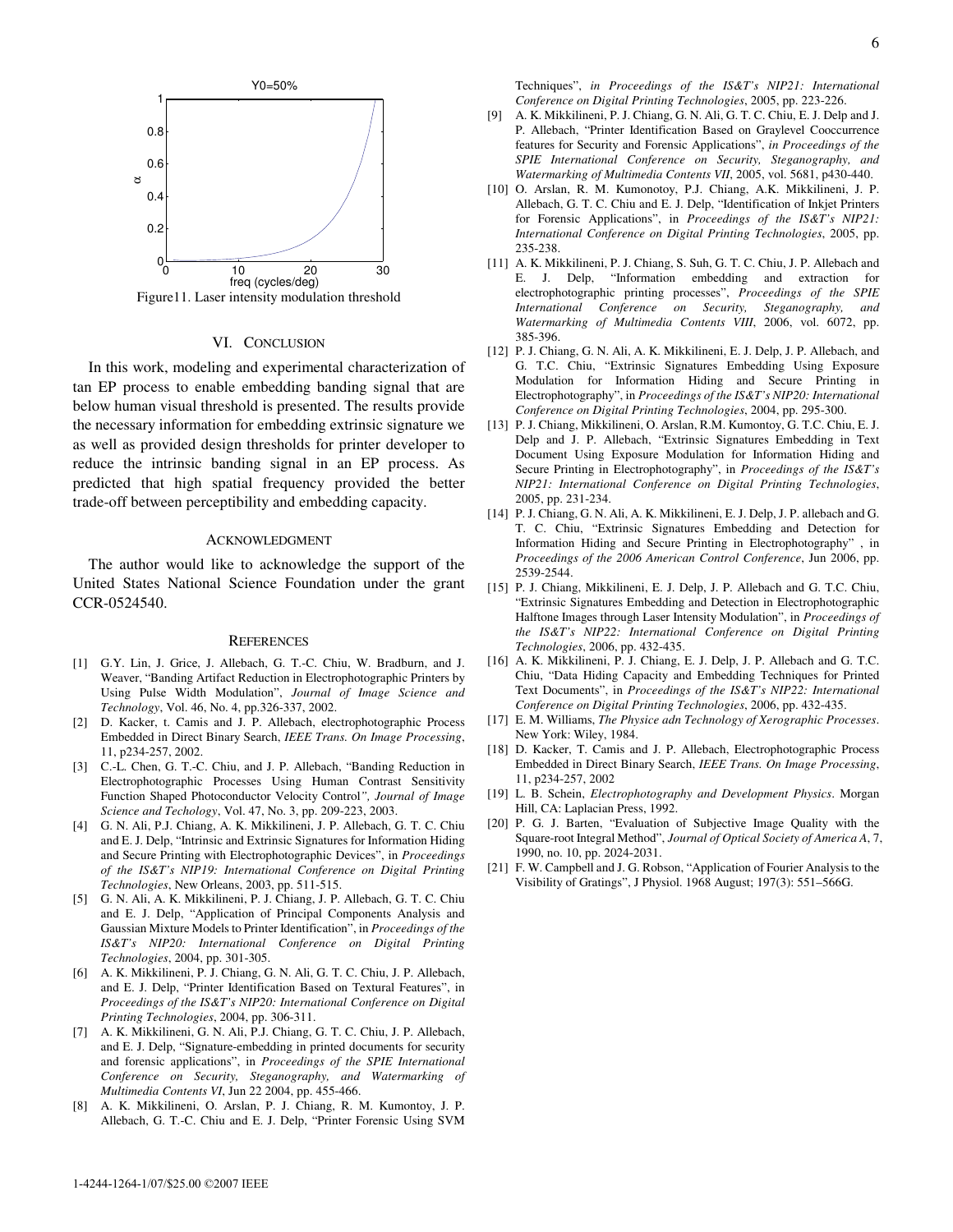Y0=50%

1
0.8
0.6
0.4
0.2
0

α

0 10 20 30
freq (cycles/deg)

Figure11. Laser intensity modulation threshold

## VI. CONCLUSION

In this work, modeling and experimental characterization of tan EP process to enable embedding banding signal that are below human visual threshold is presented. The results provide the necessary information for embedding extrinsic signature we as well as provided design thresholds for printer developer to reduce the intrinsic banding signal in an EP process. As predicted that high spatial frequency provided the better trade-off between perceptibility and embedding capacity.

## ACKNOWLEDGMENT

The author would like to acknowledge the support of the United States National Science Foundation under the grant CCR-0524540.

## REFERENCES

[1] G.Y. Lin, J. Grice, J. Allebach, G. T.-C. Chiu, W. Bradburn, and J. Weaver, "Banding Artifact Reduction in Electrophotographic Printers by Using Pulse Width Modulation", *Journal of Image Science and Technology*, Vol. 46, No. 4, pp.326-337, 2002.

[2] D. Kacker, t. Camis and J. P. Allebach, electrophotographic Process Embedded in Direct Binary Search, *IEEE Trans. On Image Processing*, 11, p234-257, 2002.

[3] C.-L. Chen, G. T.-C. Chiu, and J. P. Allebach, "Banding Reduction in Electrophotographic Processes Using Human Contrast Sensitivity Function Shaped Photoconductor Velocity Control*", Journal of Image Science and Techology*, Vol. 47, No. 3, pp. 209-223, 2003.

[4] G. N. Ali, P.J. Chiang, A. K. Mikkilineni, J. P. Allebach, G. T. C. Chiu and E. J. Delp, "Intrinsic and Extrinsic Signatures for Information Hiding and Secure Printing with Electrophotographic Devices", in *Proceedings of the IS&T's NIP19: International Conference on Digital Printing Technologies*, New Orleans, 2003, pp. 511-515.

[5] G. N. Ali, A. K. Mikkilineni, P. J. Chiang, J. P. Allebach, G. T. C. Chiu and E. J. Delp, "Application of Principal Components Analysis and Gaussian Mixture Models to Printer Identification", in *Proceedings of the IS&T's NIP20: International Conference on Digital Printing Technologies*, 2004, pp. 301-305.

[6] A. K. Mikkilineni, P. J. Chiang, G. N. Ali, G. T. C. Chiu, J. P. Allebach, and E. J. Delp, "Printer Identification Based on Textural Features", in *Proceedings of the IS&T's NIP20: International Conference on Digital Printing Technologies*, 2004, pp. 306-311.

[7] A. K. Mikkilineni, G. N. Ali, P.J. Chiang, G. T. C. Chiu, J. P. Allebach, and E. J. Delp, "Signature-embedding in printed documents for security and forensic applications", in *Proceedings of the SPIE International Conference on Security, Steganography, and Watermarking of Multimedia Contents VI*, Jun 22 2004, pp. 455-466.

[8] A. K. Mikkilineni, O. Arslan, P. J. Chiang, R. M. Kumontoy, J. P. Allebach, G. T.-C. Chiu and E. J. Delp, "Printer Forensic Using SVM Techniques", *in Proceedings of the IS&T's NIP21: International Conference on Digital Printing Technologies*, 2005, pp. 223-226.

[9] A. K. Mikkilineni, P. J. Chiang, G. N. Ali, G. T. C. Chiu, E. J. Delp and J. P. Allebach, "Printer Identification Based on Graylevel Cooccurrence features for Security and Forensic Applications", *in Proceedings of the SPIE International Conference on Security, Steganography, and Watermarking of Multimedia Contents VII*, 2005, vol. 5681, p430-440.

[10] O. Arslan, R. M. Kumonotoy, P.J. Chiang, A.K. Mikkilineni, J. P. Allebach, G. T. C. Chiu and E. J. Delp, "Identification of Inkjet Printers for Forensic Applications", in *Proceedings of the IS&T's NIP21: International Conference on Digital Printing Technologies*, 2005, pp. 235-238.

[11] A. K. Mikkilineni, P. J. Chiang, S. Suh, G. T. C. Chiu, J. P. Allebach and E. J. Delp, "Information embedding and extraction for electrophotographic printing processes", *Proceedings of the SPIE International Conference on Security, Steganography, and Watermarking of Multimedia Contents VIII*, 2006, vol. 6072, pp. 385-396.

[12] P. J. Chiang, G. N. Ali, A. K. Mikkilineni, E. J. Delp, J. P. Allebach, and G. T.C. Chiu, "Extrinsic Signatures Embedding Using Exposure Modulation for Information Hiding and Secure Printing in Electrophotography", in *Proceedings of the IS&T's NIP20: International Conference on Digital Printing Technologies*, 2004, pp. 295-300.

[13] P. J. Chiang, Mikkilineni, O. Arslan, R.M. Kumontoy, G. T.C. Chiu, E. J. Delp and J. P. Allebach, "Extrinsic Signatures Embedding in Text Document Using Exposure Modulation for Information Hiding and Secure Printing in Electrophotography", in *Proceedings of the IS&T's NIP21: International Conference on Digital Printing Technologies*, 2005, pp. 231-234.

[14] P. J. Chiang, G. N. Ali, A. K. Mikkilineni, E. J. Delp, J. P. allebach and G. T. C. Chiu, "Extrinsic Signatures Embedding and Detection for Information Hiding and Secure Printing in Electrophotography" , in *Proceedings of the 2006 American Control Conference*, Jun 2006, pp. 2539-2544.

[15] P. J. Chiang, Mikkilineni, E. J. Delp, J. P. Allebach and G. T.C. Chiu, "Extrinsic Signatures Embedding and Detection in Electrophotographic Halftone Images through Laser Intensity Modulation", in *Proceedings of the IS&T's NIP22: International Conference on Digital Printing Technologies*, 2006, pp. 432-435.

[16] A. K. Mikkilineni, P. J. Chiang, E. J. Delp, J. P. Allebach and G. T.C. Chiu, "Data Hiding Capacity and Embedding Techniques for Printed Text Documents", in *Proceedings of the IS&T's NIP22: International Conference on Digital Printing Technologies*, 2006, pp. 432-435.

[17] E. M. Williams, *The Physice adn Technology of Xerographic Processes*. New York: Wiley, 1984.

[18] D. Kacker, T. Camis and J. P. Allebach, Electrophotographic Process Embedded in Direct Binary Search, *IEEE Trans. On Image Processing*, 11, p234-257, 2002

[19] L. B. Schein, *Electrophotography and Development Physics*. Morgan Hill, CA: Laplacian Press, 1992.

[20] P. G. J. Barten, "Evaluation of Subjective Image Quality with the Square-root Integral Method", *Journal of Optical Society of America A*, 7, 1990, no. 10, pp. 2024-2031.

[21] F. W. Campbell and J. G. Robson, "Application of Fourier Analysis to the Visibility of Gratings", J Physiol. 1968 August; 197(3): 551–566G.